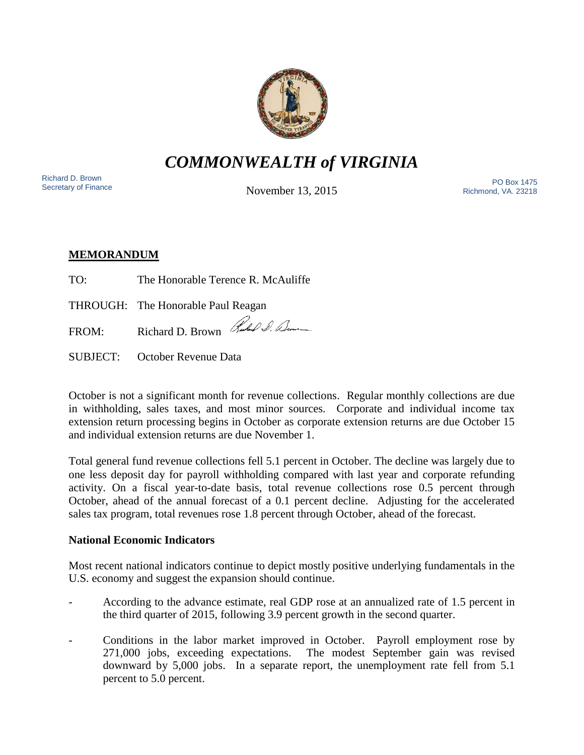# *COMMONWEALTH of VIRGINIA*

Richard D. Brown
Secretary of Finance

November 13, 2015

PO Box 1475
Richmond, VA. 23218

**MEMORANDUM**

TO: The Honorable Terence R. McAuliffe

THROUGH: The Honorable Paul Reagan

FROM: Richard D. Brown

SUBJECT: October Revenue Data

October is not a significant month for revenue collections. Regular monthly collections are due in withholding, sales taxes, and most minor sources. Corporate and individual income tax extension return processing begins in October as corporate extension returns are due October 15 and individual extension returns are due November 1.

Total general fund revenue collections fell 5.1 percent in October. The decline was largely due to one less deposit day for payroll withholding compared with last year and corporate refunding activity. On a fiscal year-to-date basis, total revenue collections rose 0.5 percent through October, ahead of the annual forecast of a 0.1 percent decline. Adjusting for the accelerated sales tax program, total revenues rose 1.8 percent through October, ahead of the forecast.

**National Economic Indicators**

Most recent national indicators continue to depict mostly positive underlying fundamentals in the U.S. economy and suggest the expansion should continue.

- According to the advance estimate, real GDP rose at an annualized rate of 1.5 percent in the third quarter of 2015, following 3.9 percent growth in the second quarter.
- Conditions in the labor market improved in October. Payroll employment rose by 271,000 jobs, exceeding expectations. The modest September gain was revised downward by 5,000 jobs. In a separate report, the unemployment rate fell from 5.1 percent to 5.0 percent.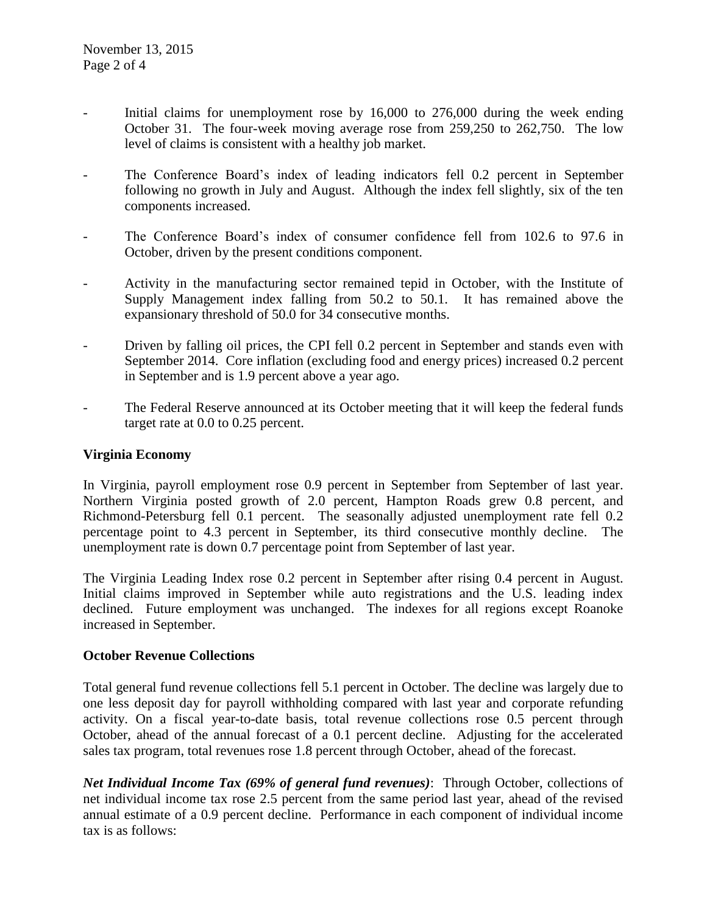- Initial claims for unemployment rose by 16,000 to 276,000 during the week ending October 31. The four-week moving average rose from 259,250 to 262,750. The low level of claims is consistent with a healthy job market.

- The Conference Board's index of leading indicators fell 0.2 percent in September following no growth in July and August. Although the index fell slightly, six of the ten components increased.

- The Conference Board's index of consumer confidence fell from 102.6 to 97.6 in October, driven by the present conditions component.

- Activity in the manufacturing sector remained tepid in October, with the Institute of Supply Management index falling from 50.2 to 50.1. It has remained above the expansionary threshold of 50.0 for 34 consecutive months.

- Driven by falling oil prices, the CPI fell 0.2 percent in September and stands even with September 2014. Core inflation (excluding food and energy prices) increased 0.2 percent in September and is 1.9 percent above a year ago.

- The Federal Reserve announced at its October meeting that it will keep the federal funds target rate at 0.0 to 0.25 percent.

## Virginia Economy

In Virginia, payroll employment rose 0.9 percent in September from September of last year. Northern Virginia posted growth of 2.0 percent, Hampton Roads grew 0.8 percent, and Richmond-Petersburg fell 0.1 percent. The seasonally adjusted unemployment rate fell 0.2 percentage point to 4.3 percent in September, its third consecutive monthly decline. The unemployment rate is down 0.7 percentage point from September of last year.

The Virginia Leading Index rose 0.2 percent in September after rising 0.4 percent in August. Initial claims improved in September while auto registrations and the U.S. leading index declined. Future employment was unchanged. The indexes for all regions except Roanoke increased in September.

## October Revenue Collections

Total general fund revenue collections fell 5.1 percent in October. The decline was largely due to one less deposit day for payroll withholding compared with last year and corporate refunding activity. On a fiscal year-to-date basis, total revenue collections rose 0.5 percent through October, ahead of the annual forecast of a 0.1 percent decline. Adjusting for the accelerated sales tax program, total revenues rose 1.8 percent through October, ahead of the forecast.

***Net Individual Income Tax (69% of general fund revenues)***: Through October, collections of net individual income tax rose 2.5 percent from the same period last year, ahead of the revised annual estimate of a 0.9 percent decline. Performance in each component of individual income tax is as follows: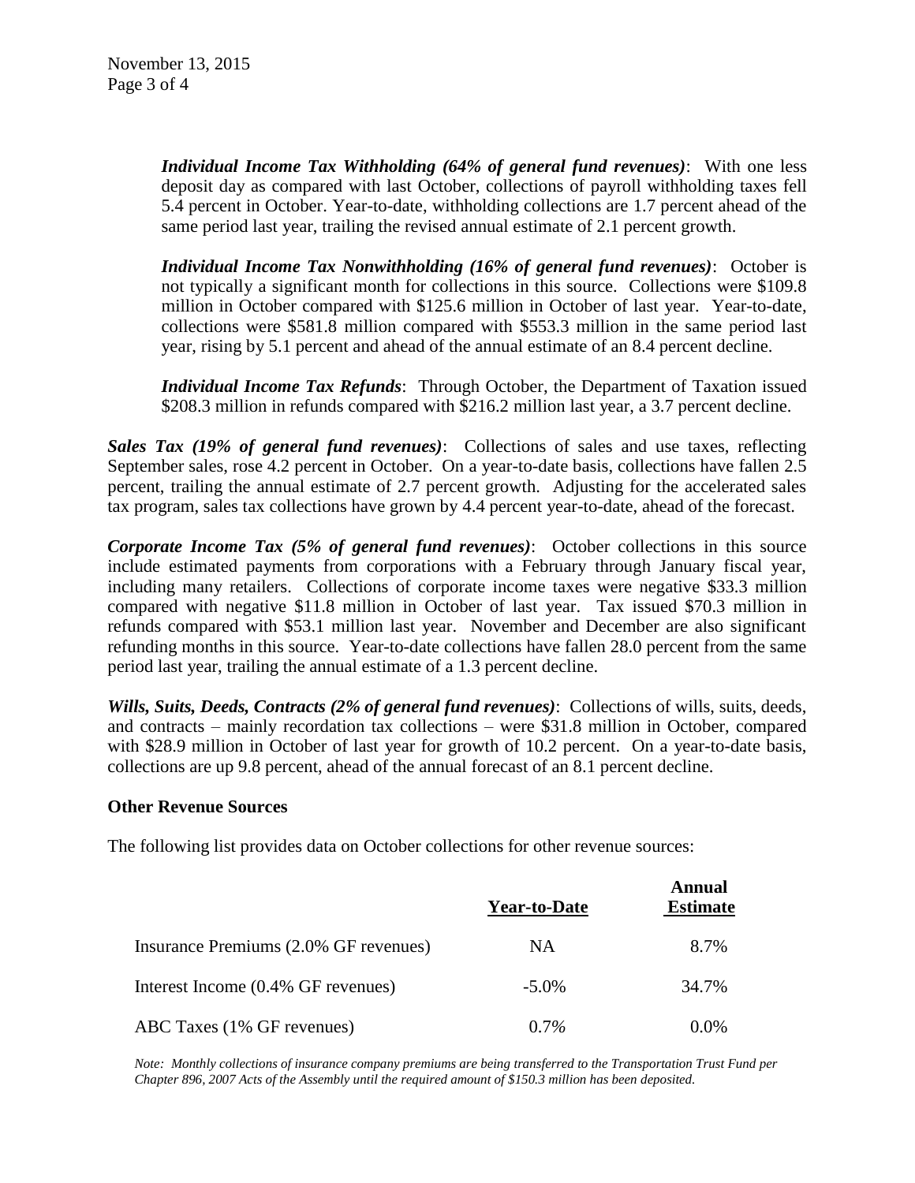***Individual Income Tax Withholding (64% of general fund revenues)***: With one less deposit day as compared with last October, collections of payroll withholding taxes fell 5.4 percent in October. Year-to-date, withholding collections are 1.7 percent ahead of the same period last year, trailing the revised annual estimate of 2.1 percent growth.

***Individual Income Tax Nonwithholding (16% of general fund revenues)***: October is not typically a significant month for collections in this source. Collections were $109.8 million in October compared with $125.6 million in October of last year. Year-to-date, collections were $581.8 million compared with $553.3 million in the same period last year, rising by 5.1 percent and ahead of the annual estimate of an 8.4 percent decline.

***Individual Income Tax Refunds***: Through October, the Department of Taxation issued $208.3 million in refunds compared with $216.2 million last year, a 3.7 percent decline.

***Sales Tax (19% of general fund revenues)***: Collections of sales and use taxes, reflecting September sales, rose 4.2 percent in October. On a year-to-date basis, collections have fallen 2.5 percent, trailing the annual estimate of 2.7 percent growth. Adjusting for the accelerated sales tax program, sales tax collections have grown by 4.4 percent year-to-date, ahead of the forecast.

***Corporate Income Tax (5% of general fund revenues)***: October collections in this source include estimated payments from corporations with a February through January fiscal year, including many retailers. Collections of corporate income taxes were negative $33.3 million compared with negative $11.8 million in October of last year. Tax issued $70.3 million in refunds compared with $53.1 million last year. November and December are also significant refunding months in this source. Year-to-date collections have fallen 28.0 percent from the same period last year, trailing the annual estimate of a 1.3 percent decline.

***Wills, Suits, Deeds, Contracts (2% of general fund revenues)***: Collections of wills, suits, deeds, and contracts – mainly recordation tax collections – were $31.8 million in October, compared with $28.9 million in October of last year for growth of 10.2 percent. On a year-to-date basis, collections are up 9.8 percent, ahead of the annual forecast of an 8.1 percent decline.

**Other Revenue Sources**

The following list provides data on October collections for other revenue sources:

| | Year-to-Date | Annual Estimate |
|---|---|---|
| Insurance Premiums (2.0% GF revenues) | NA | 8.7% |
| Interest Income (0.4% GF revenues) | -5.0% | 34.7% |
| ABC Taxes (1% GF revenues) | 0.7% | 0.0% |

*Note: Monthly collections of insurance company premiums are being transferred to the Transportation Trust Fund per Chapter 896, 2007 Acts of the Assembly until the required amount of $150.3 million has been deposited.*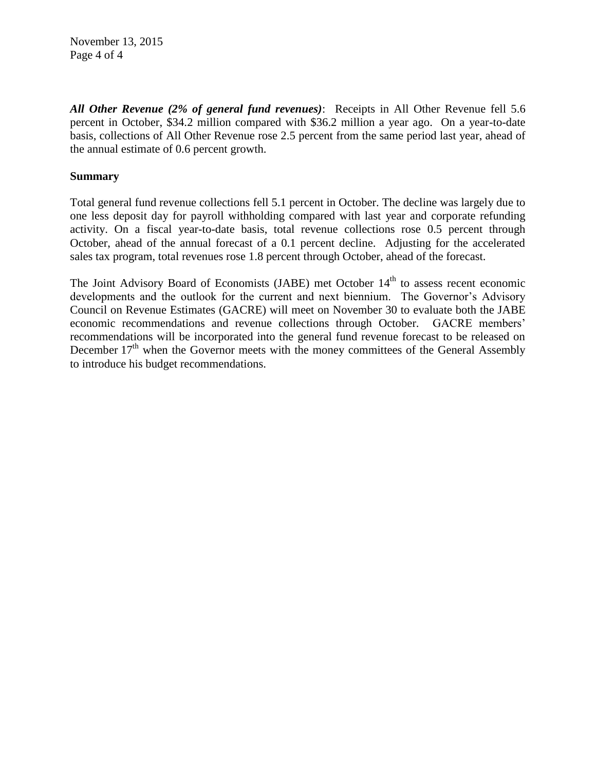***All Other Revenue (2% of general fund revenues)***: Receipts in All Other Revenue fell 5.6 percent in October, $34.2 million compared with $36.2 million a year ago. On a year-to-date basis, collections of All Other Revenue rose 2.5 percent from the same period last year, ahead of the annual estimate of 0.6 percent growth.

**Summary**

Total general fund revenue collections fell 5.1 percent in October. The decline was largely due to one less deposit day for payroll withholding compared with last year and corporate refunding activity. On a fiscal year-to-date basis, total revenue collections rose 0.5 percent through October, ahead of the annual forecast of a 0.1 percent decline. Adjusting for the accelerated sales tax program, total revenues rose 1.8 percent through October, ahead of the forecast.

The Joint Advisory Board of Economists (JABE) met October 14th to assess recent economic developments and the outlook for the current and next biennium. The Governor's Advisory Council on Revenue Estimates (GACRE) will meet on November 30 to evaluate both the JABE economic recommendations and revenue collections through October. GACRE members' recommendations will be incorporated into the general fund revenue forecast to be released on December 17th when the Governor meets with the money committees of the General Assembly to introduce his budget recommendations.